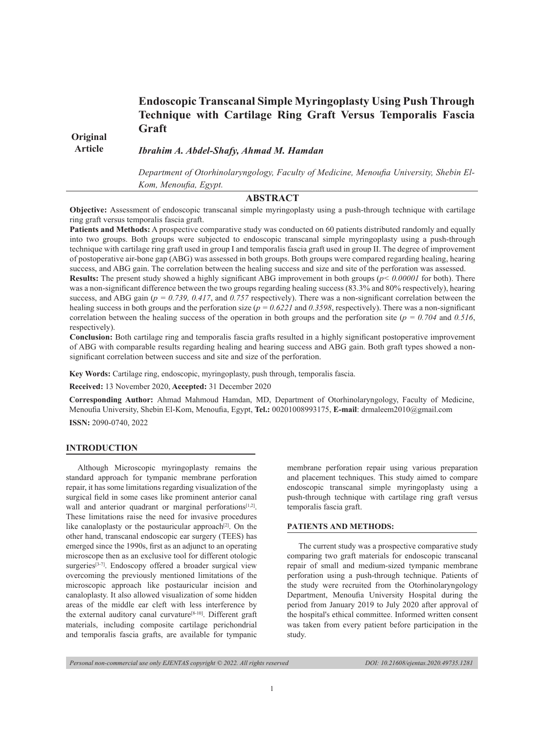Original Article

# Endoscopic Transcanal Simple Myringoplasty Using Push Through Technique with Cartilage Ring Graft Versus Temporalis Fascia Graft

*Ibrahim A. Abdel-Shafy, Ahmad M. Hamdan*

*Department of Otorhinolaryngology, Faculty of Medicine, Menoufia University, Shebin El-Kom, Menoufia, Egypt.*

## ABSTRACT

**Objective:** Assessment of endoscopic transcanal simple myringoplasty using a push-through technique with cartilage ring graft versus temporalis fascia graft.

**Patients and Methods:** A prospective comparative study was conducted on 60 patients distributed randomly and equally into two groups. Both groups were subjected to endoscopic transcanal simple myringoplasty using a push-through technique with cartilage ring graft used in group I and temporalis fascia graft used in group II. The degree of improvement of postoperative air-bone gap (ABG) was assessed in both groups. Both groups were compared regarding healing, hearing success, and ABG gain. The correlation between the healing success and size and site of the perforation was assessed.

**Results:** The present study showed a highly significant ABG improvement in both groups (*$p < 0.00001$* for both). There was a non-significant difference between the two groups regarding healing success (83.3% and 80% respectively), hearing success, and ABG gain (*$p = 0.739$, 0.417*, and *0.757* respectively). There was a non-significant correlation between the healing success in both groups and the perforation size (*$p = 0.6221$* and *0.3598*, respectively). There was a non-significant correlation between the healing success of the operation in both groups and the perforation site (*$p = 0.704$* and *0.516*, respectively).

**Conclusion:** Both cartilage ring and temporalis fascia grafts resulted in a highly significant postoperative improvement of ABG with comparable results regarding healing and hearing success and ABG gain. Both graft types showed a non-significant correlation between success and site and size of the perforation.

**Key Words:** Cartilage ring, endoscopic, myringoplasty, push through, temporalis fascia.

**Received:** 13 November 2020, **Accepted:** 31 December 2020

**Corresponding Author:** Ahmad Mahmoud Hamdan, MD, Department of Otorhinolaryngology, Faculty of Medicine, Menoufia University, Shebin El-Kom, Menoufia, Egypt, **Tel.:** 00201008993175, **E-mail**: drmaleem2010@gmail.com

**ISSN:** 2090-0740, 2022

## INTRODUCTION

Although Microscopic myringoplasty remains the standard approach for tympanic membrane perforation repair, it has some limitations regarding visualization of the surgical field in some cases like prominent anterior canal wall and anterior quadrant or marginal perforations[1,2]. These limitations raise the need for invasive procedures like canaloplasty or the postauricular approach[2]. On the other hand, transcanal endoscopic ear surgery (TEES) has emerged since the 1990s, first as an adjunct to an operating microscope then as an exclusive tool for different otologic surgeries[3-7]. Endoscopy offered a broader surgical view overcoming the previously mentioned limitations of the microscopic approach like postauricular incision and canaloplasty. It also allowed visualization of some hidden areas of the middle ear cleft with less interference by the external auditory canal curvature[8-10]. Different graft materials, including composite cartilage perichondrial and temporalis fascia grafts, are available for tympanic membrane perforation repair using various preparation and placement techniques. This study aimed to compare endoscopic transcanal simple myringoplasty using a push-through technique with cartilage ring graft versus temporalis fascia graft.

## PATIENTS AND METHODS:

The current study was a prospective comparative study comparing two graft materials for endoscopic transcanal repair of small and medium-sized tympanic membrane perforation using a push-through technique. Patients of the study were recruited from the Otorhinolaryngology Department, Menoufia University Hospital during the period from January 2019 to July 2020 after approval of the hospital's ethical committee. Informed written consent was taken from every patient before participation in the study.

*Personal non-commercial use only EJENTAS copyright © 2022. All rights reserved* *DOI: 10.21608/ejentas.2020.49735.1281*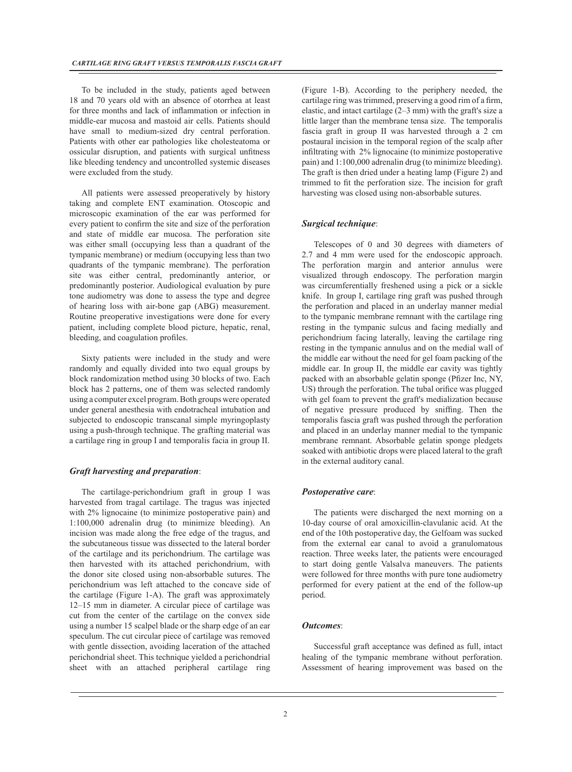To be included in the study, patients aged between 18 and 70 years old with an absence of otorrhea at least for three months and lack of inflammation or infection in middle-ear mucosa and mastoid air cells. Patients should have small to medium-sized dry central perforation. Patients with other ear pathologies like cholesteatoma or ossicular disruption, and patients with surgical unfitness like bleeding tendency and uncontrolled systemic diseases were excluded from the study.

All patients were assessed preoperatively by history taking and complete ENT examination. Otoscopic and microscopic examination of the ear was performed for every patient to confirm the site and size of the perforation and state of middle ear mucosa. The perforation site was either small (occupying less than a quadrant of the tympanic membrane) or medium (occupying less than two quadrants of the tympanic membrane). The perforation site was either central, predominantly anterior, or predominantly posterior. Audiological evaluation by pure tone audiometry was done to assess the type and degree of hearing loss with air-bone gap (ABG) measurement. Routine preoperative investigations were done for every patient, including complete blood picture, hepatic, renal, bleeding, and coagulation profiles.

Sixty patients were included in the study and were randomly and equally divided into two equal groups by block randomization method using 30 blocks of two. Each block has 2 patterns, one of them was selected randomly using a computer excel program. Both groups were operated under general anesthesia with endotracheal intubation and subjected to endoscopic transcanal simple myringoplasty using a push-through technique. The grafting material was a cartilage ring in group I and temporalis facia in group II.

### *Graft harvesting and preparation*:

The cartilage-perichondrium graft in group I was harvested from tragal cartilage. The tragus was injected with 2% lignocaine (to minimize postoperative pain) and 1:100,000 adrenalin drug (to minimize bleeding). An incision was made along the free edge of the tragus, and the subcutaneous tissue was dissected to the lateral border of the cartilage and its perichondrium. The cartilage was then harvested with its attached perichondrium, with the donor site closed using non-absorbable sutures. The perichondrium was left attached to the concave side of the cartilage (Figure 1-A). The graft was approximately 12–15 mm in diameter. A circular piece of cartilage was cut from the center of the cartilage on the convex side using a number 15 scalpel blade or the sharp edge of an ear speculum. The cut circular piece of cartilage was removed with gentle dissection, avoiding laceration of the attached perichondrial sheet. This technique yielded a perichondrial sheet with an attached peripheral cartilage ring (Figure 1-B). According to the periphery needed, the cartilage ring was trimmed, preserving a good rim of a firm, elastic, and intact cartilage (2–3 mm) with the graft's size a little larger than the membrane tensa size. The temporalis fascia graft in group II was harvested through a 2 cm postaural incision in the temporal region of the scalp after infiltrating with 2% lignocaine (to minimize postoperative pain) and 1:100,000 adrenalin drug (to minimize bleeding). The graft is then dried under a heating lamp (Figure 2) and trimmed to fit the perforation size. The incision for graft harvesting was closed using non-absorbable sutures.

### *Surgical technique*:

Telescopes of 0 and 30 degrees with diameters of 2.7 and 4 mm were used for the endoscopic approach. The perforation margin and anterior annulus were visualized through endoscopy. The perforation margin was circumferentially freshened using a pick or a sickle knife. In group I, cartilage ring graft was pushed through the perforation and placed in an underlay manner medial to the tympanic membrane remnant with the cartilage ring resting in the tympanic sulcus and facing medially and perichondrium facing laterally, leaving the cartilage ring resting in the tympanic annulus and on the medial wall of the middle ear without the need for gel foam packing of the middle ear. In group II, the middle ear cavity was tightly packed with an absorbable gelatin sponge (Pfizer Inc, NY, US) through the perforation. The tubal orifice was plugged with gel foam to prevent the graft's medialization because of negative pressure produced by sniffing. Then the temporalis fascia graft was pushed through the perforation and placed in an underlay manner medial to the tympanic membrane remnant. Absorbable gelatin sponge pledgets soaked with antibiotic drops were placed lateral to the graft in the external auditory canal.

### *Postoperative care*:

The patients were discharged the next morning on a 10-day course of oral amoxicillin-clavulanic acid. At the end of the 10th postoperative day, the Gelfoam was sucked from the external ear canal to avoid a granulomatous reaction. Three weeks later, the patients were encouraged to start doing gentle Valsalva maneuvers. The patients were followed for three months with pure tone audiometry performed for every patient at the end of the follow-up period.

### *Outcomes*:

Successful graft acceptance was defined as full, intact healing of the tympanic membrane without perforation. Assessment of hearing improvement was based on the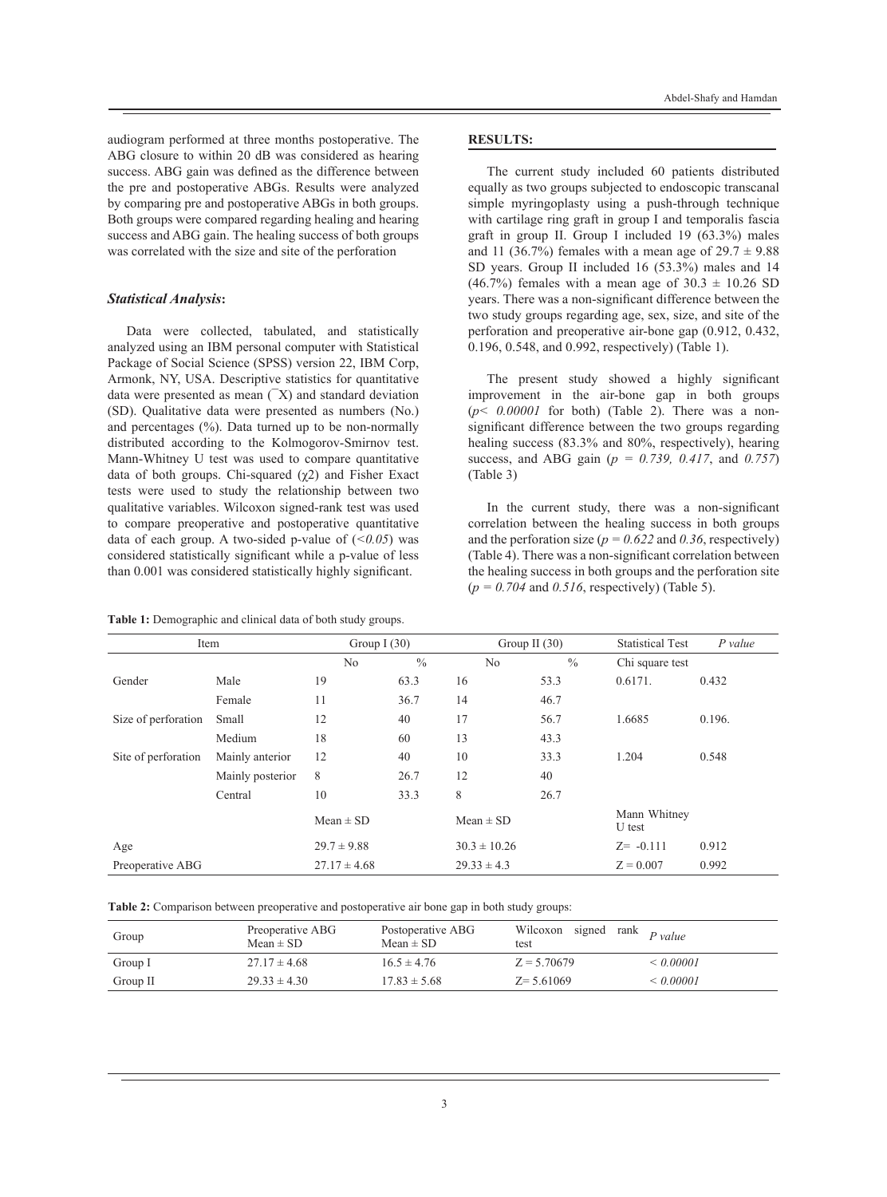audiogram performed at three months postoperative. The ABG closure to within 20 dB was considered as hearing success. ABG gain was defined as the difference between the pre and postoperative ABGs. Results were analyzed by comparing pre and postoperative ABGs in both groups. Both groups were compared regarding healing and hearing success and ABG gain. The healing success of both groups was correlated with the size and site of the perforation

### *Statistical Analysis*:

Data were collected, tabulated, and statistically analyzed using an IBM personal computer with Statistical Package of Social Science (SPSS) version 22, IBM Corp, Armonk, NY, USA. Descriptive statistics for quantitative data were presented as mean ($\bar{X}$) and standard deviation (SD). Qualitative data were presented as numbers (No.) and percentages (%). Data turned up to be non-normally distributed according to the Kolmogorov-Smirnov test. Mann-Whitney U test was used to compare quantitative data of both groups. Chi-squared ($\chi 2$) and Fisher Exact tests were used to study the relationship between two qualitative variables. Wilcoxon signed-rank test was used to compare preoperative and postoperative quantitative data of each group. A two-sided p-value of (*<0.05*) was considered statistically significant while a p-value of less than 0.001 was considered statistically highly significant.

## RESULTS:

The current study included 60 patients distributed equally as two groups subjected to endoscopic transcanal simple myringoplasty using a push-through technique with cartilage ring graft in group I and temporalis fascia graft in group II. Group I included 19 (63.3%) males and 11 (36.7%) females with a mean age of 29.7 ± 9.88 SD years. Group II included 16 (53.3%) males and 14 (46.7%) females with a mean age of 30.3 ± 10.26 SD years. There was a non-significant difference between the two study groups regarding age, sex, size, and site of the perforation and preoperative air-bone gap (0.912, 0.432, 0.196, 0.548, and 0.992, respectively) (Table 1).

The present study showed a highly significant improvement in the air-bone gap in both groups (*p< 0.00001* for both) (Table 2). There was a non-significant difference between the two groups regarding healing success (83.3% and 80%, respectively), hearing success, and ABG gain (*p = 0.739, 0.417*, and *0.757*) (Table 3)

In the current study, there was a non-significant correlation between the healing success in both groups and the perforation size (*p = 0.622* and *0.36*, respectively) (Table 4). There was a non-significant correlation between the healing success in both groups and the perforation site (*p = 0.704* and *0.516*, respectively) (Table 5).

**Table 1:** Demographic and clinical data of both study groups.

| Item | | Group I (30) | | Group II (30) | | Statistical Test | *P value* |
|---|---|---|---|---|---|---|---|
| | | No | % | No | % | Chi square test | |
| Gender | Male | 19 | 63.3 | 16 | 53.3 | 0.6171. | 0.432 |
| | Female | 11 | 36.7 | 14 | 46.7 | | |
| Size of perforation | Small | 12 | 40 | 17 | 56.7 | 1.6685 | 0.196. |
| | Medium | 18 | 60 | 13 | 43.3 | | |
| Site of perforation | Mainly anterior | 12 | 40 | 10 | 33.3 | 1.204 | 0.548 |
| | Mainly posterior | 8 | 26.7 | 12 | 40 | | |
| | Central | 10 | 33.3 | 8 | 26.7 | | |
| | | Mean ± SD | | Mean ± SD | | Mann Whitney U test | |
| Age | | 29.7 ± 9.88 | | 30.3 ± 10.26 | | Z= -0.111 | 0.912 |
| Preoperative ABG | | 27.17 ± 4.68 | | 29.33 ± 4.3 | | Z = 0.007 | 0.992 |

**Table 2:** Comparison between preoperative and postoperative air bone gap in both study groups:

| Group | Preoperative ABG Mean ± SD | Postoperative ABG Mean ± SD | Wilcoxon signed rank test | *P value* |
|---|---|---|---|---|
| Group I | 27.17 ± 4.68 | 16.5 ± 4.76 | Z = 5.70679 | *< 0.00001* |
| Group II | 29.33 ± 4.30 | 17.83 ± 5.68 | Z= 5.61069 | *< 0.00001* |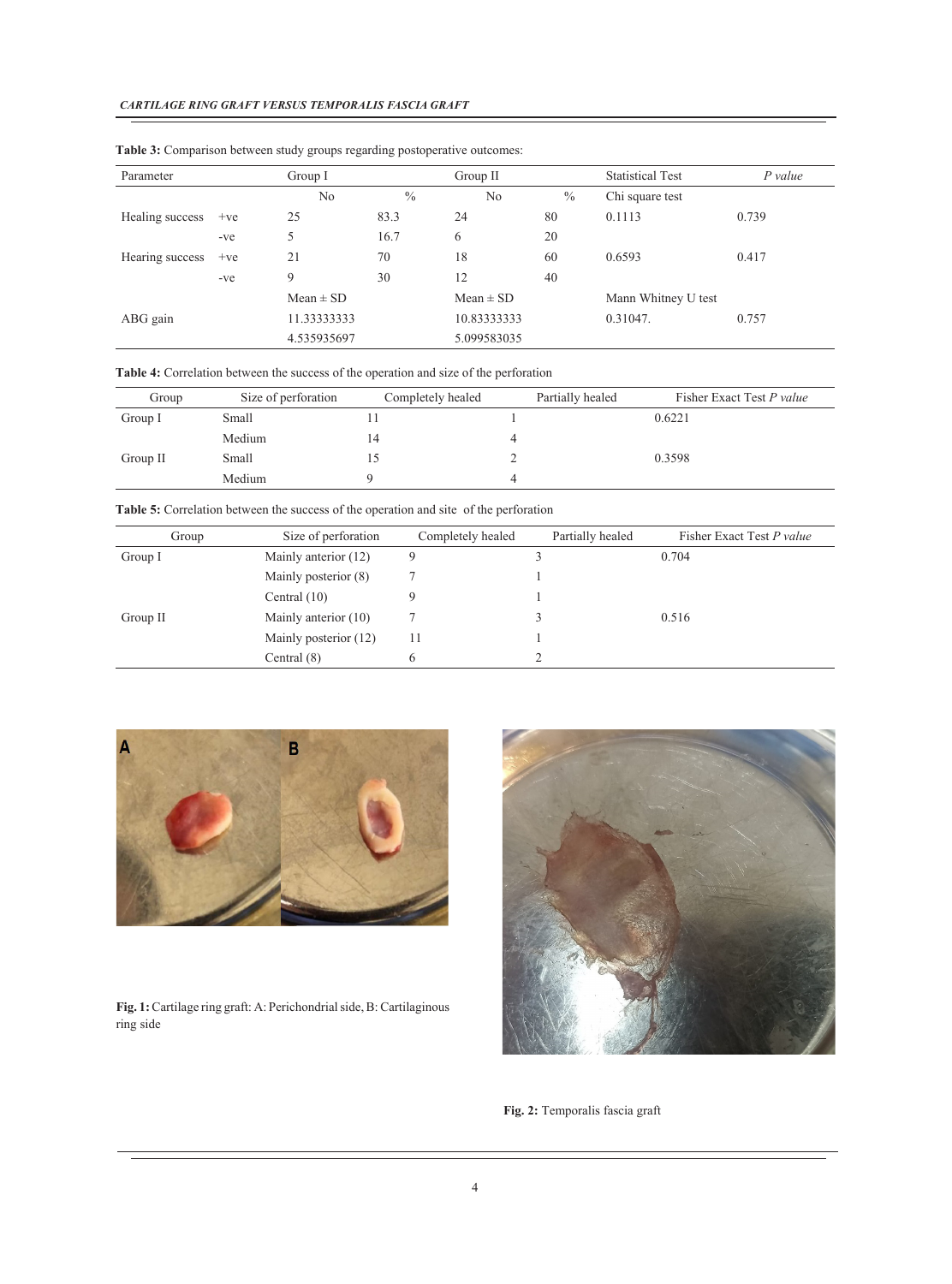**Table 3:** Comparison between study groups regarding postoperative outcomes:

| Parameter | | Group I | | Group II | | Statistical Test | *P value* |
|---|---|---|---|---|---|---|---|
| | | No | % | No | % | Chi square test | |
| Healing success | +ve | 25 | 83.3 | 24 | 80 | 0.1113 | 0.739 |
| | -ve | 5 | 16.7 | 6 | 20 | | |
| Hearing success | +ve | 21 | 70 | 18 | 60 | 0.6593 | 0.417 |
| | -ve | 9 | 30 | 12 | 40 | | |
| | | Mean ± SD | | Mean ± SD | | Mann Whitney U test | |
| ABG gain | | 11.33333333<br>4.535935697 | | 10.83333333<br>5.099583035 | | 0.31047. | 0.757 |

**Table 4:** Correlation between the success of the operation and size of the perforation

| Group | Size of perforation | Completely healed | Partially healed | Fisher Exact Test *P value* |
|---|---|---|---|---|
| Group I | Small | 11 | 1 | 0.6221 |
| | Medium | 14 | 4 | |
| Group II | Small | 15 | 2 | 0.3598 |
| | Medium | 9 | 4 | |

**Table 5:** Correlation between the success of the operation and site of the perforation

| Group | Size of perforation | Completely healed | Partially healed | Fisher Exact Test *P value* |
|---|---|---|---|---|
| Group I | Mainly anterior (12) | 9 | 3 | 0.704 |
| | Mainly posterior (8) | 7 | 1 | |
| | Central (10) | 9 | 1 | |
| Group II | Mainly anterior (10) | 7 | 3 | 0.516 |
| | Mainly posterior (12) | 11 | 1 | |
| | Central (8) | 6 | 2 | |

**Fig. 1:** Cartilage ring graft: A: Perichondrial side, B: Cartilaginous ring side

**Fig. 2:** Temporalis fascia graft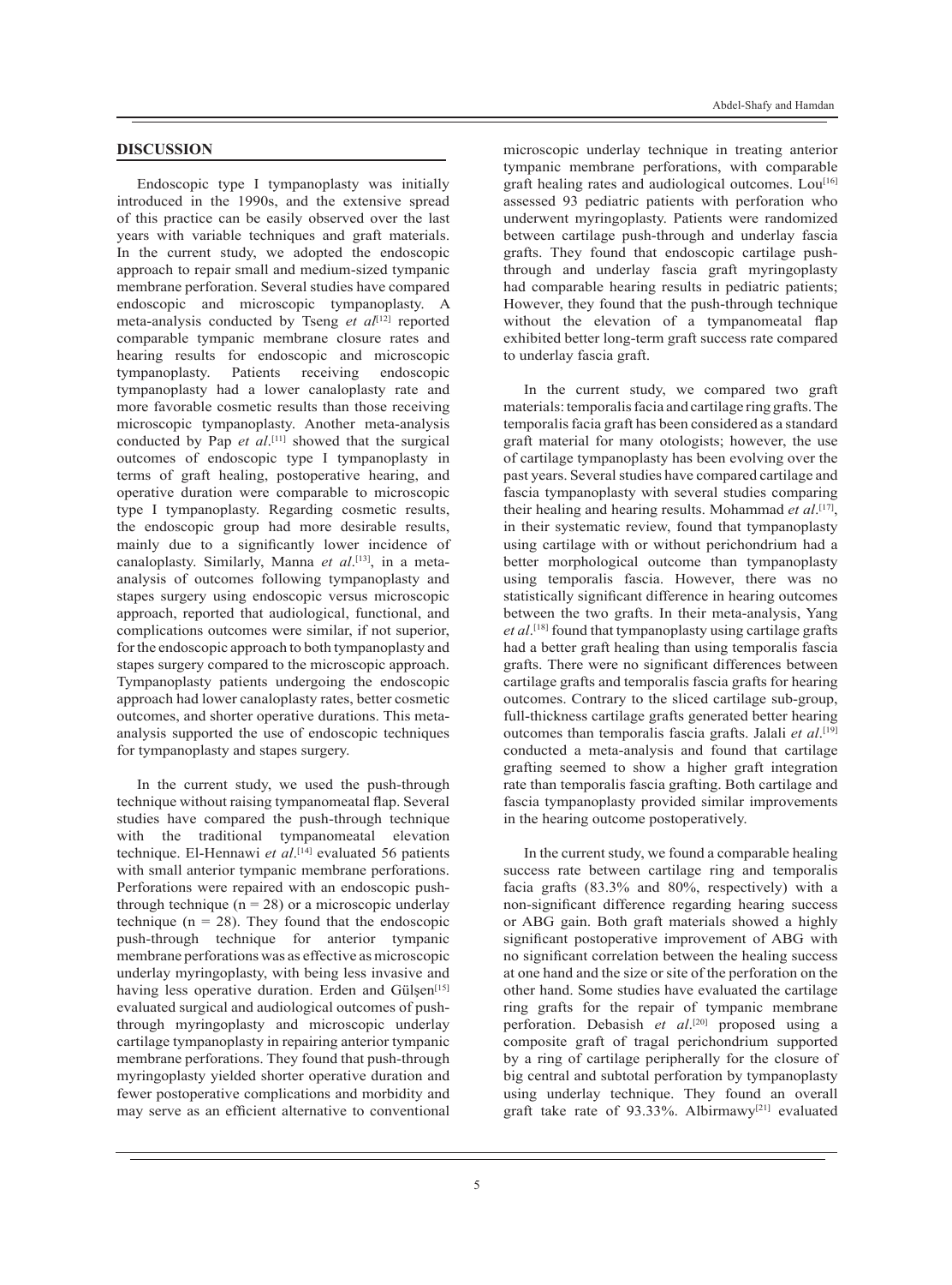## DISCUSSION

Endoscopic type I tympanoplasty was initially introduced in the 1990s, and the extensive spread of this practice can be easily observed over the last years with variable techniques and graft materials. In the current study, we adopted the endoscopic approach to repair small and medium-sized tympanic membrane perforation. Several studies have compared endoscopic and microscopic tympanoplasty. A meta-analysis conducted by Tseng *et al*[12] reported comparable tympanic membrane closure rates and hearing results for endoscopic and microscopic tympanoplasty. Patients receiving endoscopic tympanoplasty had a lower canaloplasty rate and more favorable cosmetic results than those receiving microscopic tympanoplasty. Another meta-analysis conducted by Pap *et al*.[11] showed that the surgical outcomes of endoscopic type I tympanoplasty in terms of graft healing, postoperative hearing, and operative duration were comparable to microscopic type I tympanoplasty. Regarding cosmetic results, the endoscopic group had more desirable results, mainly due to a significantly lower incidence of canaloplasty. Similarly, Manna *et al*.[13], in a meta-analysis of outcomes following tympanoplasty and stapes surgery using endoscopic versus microscopic approach, reported that audiological, functional, and complications outcomes were similar, if not superior, for the endoscopic approach to both tympanoplasty and stapes surgery compared to the microscopic approach. Tympanoplasty patients undergoing the endoscopic approach had lower canaloplasty rates, better cosmetic outcomes, and shorter operative durations. This meta-analysis supported the use of endoscopic techniques for tympanoplasty and stapes surgery.

In the current study, we used the push-through technique without raising tympanomeatal flap. Several studies have compared the push-through technique with the traditional tympanomeatal elevation technique. El-Hennawi *et al*.[14] evaluated 56 patients with small anterior tympanic membrane perforations. Perforations were repaired with an endoscopic push-through technique ($n = 28$) or a microscopic underlay technique ($n = 28$). They found that the endoscopic push-through technique for anterior tympanic membrane perforations was as effective as microscopic underlay myringoplasty, with being less invasive and having less operative duration. Erden and Gülşen[15] evaluated surgical and audiological outcomes of push-through myringoplasty and microscopic underlay cartilage tympanoplasty in repairing anterior tympanic membrane perforations. They found that push-through myringoplasty yielded shorter operative duration and fewer postoperative complications and morbidity and may serve as an efficient alternative to conventional microscopic underlay technique in treating anterior tympanic membrane perforations, with comparable graft healing rates and audiological outcomes. Lou[16] assessed 93 pediatric patients with perforation who underwent myringoplasty. Patients were randomized between cartilage push-through and underlay fascia grafts. They found that endoscopic cartilage push-through and underlay fascia graft myringoplasty had comparable hearing results in pediatric patients; However, they found that the push-through technique without the elevation of a tympanomeatal flap exhibited better long-term graft success rate compared to underlay fascia graft.

In the current study, we compared two graft materials: temporalis facia and cartilage ring grafts. The temporalis facia graft has been considered as a standard graft material for many otologists; however, the use of cartilage tympanoplasty has been evolving over the past years. Several studies have compared cartilage and fascia tympanoplasty with several studies comparing their healing and hearing results. Mohammad *et al*.[17], in their systematic review, found that tympanoplasty using cartilage with or without perichondrium had a better morphological outcome than tympanoplasty using temporalis fascia. However, there was no statistically significant difference in hearing outcomes between the two grafts. In their meta-analysis, Yang *et al*.[18] found that tympanoplasty using cartilage grafts had a better graft healing than using temporalis fascia grafts. There were no significant differences between cartilage grafts and temporalis fascia grafts for hearing outcomes. Contrary to the sliced cartilage sub-group, full-thickness cartilage grafts generated better hearing outcomes than temporalis fascia grafts. Jalali *et al*.[19] conducted a meta-analysis and found that cartilage grafting seemed to show a higher graft integration rate than temporalis fascia grafting. Both cartilage and fascia tympanoplasty provided similar improvements in the hearing outcome postoperatively.

In the current study, we found a comparable healing success rate between cartilage ring and temporalis facia grafts (83.3% and 80%, respectively) with a non-significant difference regarding hearing success or ABG gain. Both graft materials showed a highly significant postoperative improvement of ABG with no significant correlation between the healing success at one hand and the size or site of the perforation on the other hand. Some studies have evaluated the cartilage ring grafts for the repair of tympanic membrane perforation. Debasish *et al*.[20] proposed using a composite graft of tragal perichondrium supported by a ring of cartilage peripherally for the closure of big central and subtotal perforation by tympanoplasty using underlay technique. They found an overall graft take rate of 93.33%. Albirmawy[21] evaluated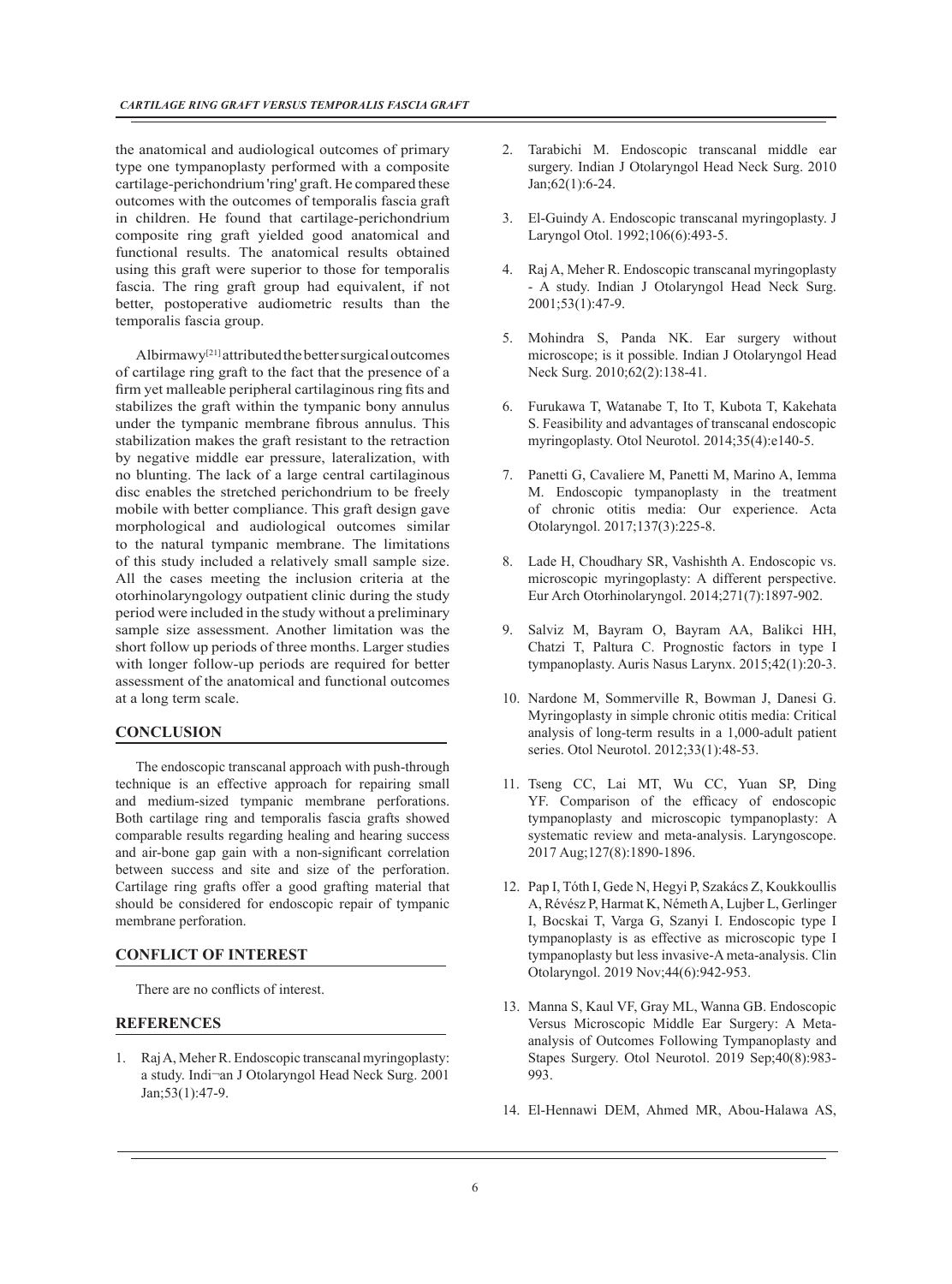the anatomical and audiological outcomes of primary type one tympanoplasty performed with a composite cartilage-perichondrium 'ring' graft. He compared these outcomes with the outcomes of temporalis fascia graft in children. He found that cartilage-perichondrium composite ring graft yielded good anatomical and functional results. The anatomical results obtained using this graft were superior to those for temporalis fascia. The ring graft group had equivalent, if not better, postoperative audiometric results than the temporalis fascia group.

Albirmawy[21] attributed the better surgical outcomes of cartilage ring graft to the fact that the presence of a firm yet malleable peripheral cartilaginous ring fits and stabilizes the graft within the tympanic bony annulus under the tympanic membrane fibrous annulus. This stabilization makes the graft resistant to the retraction by negative middle ear pressure, lateralization, with no blunting. The lack of a large central cartilaginous disc enables the stretched perichondrium to be freely mobile with better compliance. This graft design gave morphological and audiological outcomes similar to the natural tympanic membrane. The limitations of this study included a relatively small sample size. All the cases meeting the inclusion criteria at the otorhinolaryngology outpatient clinic during the study period were included in the study without a preliminary sample size assessment. Another limitation was the short follow up periods of three months. Larger studies with longer follow-up periods are required for better assessment of the anatomical and functional outcomes at a long term scale.

## CONCLUSION

The endoscopic transcanal approach with push-through technique is an effective approach for repairing small and medium-sized tympanic membrane perforations. Both cartilage ring and temporalis fascia grafts showed comparable results regarding healing and hearing success and air-bone gap gain with a non-significant correlation between success and site and size of the perforation. Cartilage ring grafts offer a good grafting material that should be considered for endoscopic repair of tympanic membrane perforation.

## CONFLICT OF INTEREST

There are no conflicts of interest.

## REFERENCES

1. Raj A, Meher R. Endoscopic transcanal myringoplasty: a study. Indi¬an J Otolaryngol Head Neck Surg. 2001 Jan;53(1):47-9.
2. Tarabichi M. Endoscopic transcanal middle ear surgery. Indian J Otolaryngol Head Neck Surg. 2010 Jan;62(1):6-24.
3. El-Guindy A. Endoscopic transcanal myringoplasty. J Laryngol Otol. 1992;106(6):493-5.
4. Raj A, Meher R. Endoscopic transcanal myringoplasty - A study. Indian J Otolaryngol Head Neck Surg. 2001;53(1):47-9.
5. Mohindra S, Panda NK. Ear surgery without microscope; is it possible. Indian J Otolaryngol Head Neck Surg. 2010;62(2):138-41.
6. Furukawa T, Watanabe T, Ito T, Kubota T, Kakehata S. Feasibility and advantages of transcanal endoscopic myringoplasty. Otol Neurotol. 2014;35(4):e140-5.
7. Panetti G, Cavaliere M, Panetti M, Marino A, Iemma M. Endoscopic tympanoplasty in the treatment of chronic otitis media: Our experience. Acta Otolaryngol. 2017;137(3):225-8.
8. Lade H, Choudhary SR, Vashishth A. Endoscopic vs. microscopic myringoplasty: A different perspective. Eur Arch Otorhinolaryngol. 2014;271(7):1897-902.
9. Salviz M, Bayram O, Bayram AA, Balikci HH, Chatzi T, Paltura C. Prognostic factors in type I tympanoplasty. Auris Nasus Larynx. 2015;42(1):20-3.
10. Nardone M, Sommerville R, Bowman J, Danesi G. Myringoplasty in simple chronic otitis media: Critical analysis of long-term results in a 1,000-adult patient series. Otol Neurotol. 2012;33(1):48-53.
11. Tseng CC, Lai MT, Wu CC, Yuan SP, Ding YF. Comparison of the efficacy of endoscopic tympanoplasty and microscopic tympanoplasty: A systematic review and meta-analysis. Laryngoscope. 2017 Aug;127(8):1890-1896.
12. Pap I, Tóth I, Gede N, Hegyi P, Szakács Z, Koukkoullis A, Révész P, Harmat K, Németh A, Lujber L, Gerlinger I, Bocskai T, Varga G, Szanyi I. Endoscopic type I tympanoplasty is as effective as microscopic type I tympanoplasty but less invasive-A meta-analysis. Clin Otolaryngol. 2019 Nov;44(6):942-953.
13. Manna S, Kaul VF, Gray ML, Wanna GB. Endoscopic Versus Microscopic Middle Ear Surgery: A Meta-analysis of Outcomes Following Tympanoplasty and Stapes Surgery. Otol Neurotol. 2019 Sep;40(8):983-993.
14. El-Hennawi DEM, Ahmed MR, Abou-Halawa AS,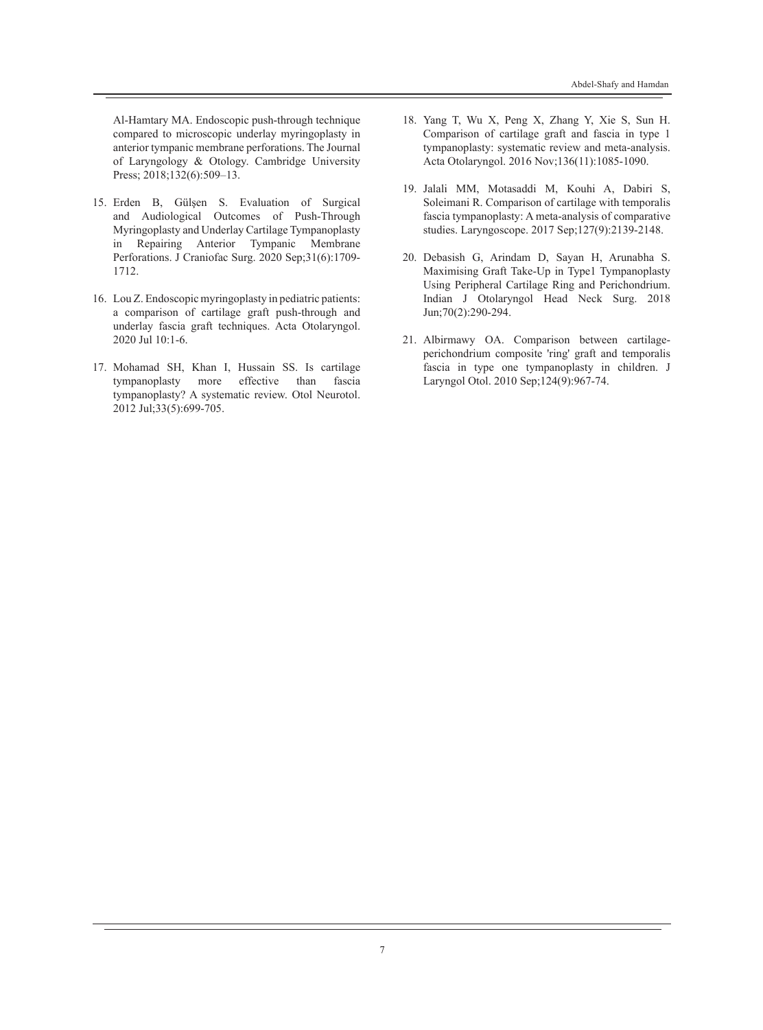Al-Hamtary MA. Endoscopic push-through technique compared to microscopic underlay myringoplasty in anterior tympanic membrane perforations. The Journal of Laryngology & Otology. Cambridge University Press; 2018;132(6):509–13.

15. Erden B, Gülşen S. Evaluation of Surgical and Audiological Outcomes of Push-Through Myringoplasty and Underlay Cartilage Tympanoplasty in Repairing Anterior Tympanic Membrane Perforations. J Craniofac Surg. 2020 Sep;31(6):1709-1712.

16. Lou Z. Endoscopic myringoplasty in pediatric patients: a comparison of cartilage graft push-through and underlay fascia graft techniques. Acta Otolaryngol. 2020 Jul 10:1-6.

17. Mohamad SH, Khan I, Hussain SS. Is cartilage tympanoplasty more effective than fascia tympanoplasty? A systematic review. Otol Neurotol. 2012 Jul;33(5):699-705.

18. Yang T, Wu X, Peng X, Zhang Y, Xie S, Sun H. Comparison of cartilage graft and fascia in type 1 tympanoplasty: systematic review and meta-analysis. Acta Otolaryngol. 2016 Nov;136(11):1085-1090.

19. Jalali MM, Motasaddi M, Kouhi A, Dabiri S, Soleimani R. Comparison of cartilage with temporalis fascia tympanoplasty: A meta-analysis of comparative studies. Laryngoscope. 2017 Sep;127(9):2139-2148.

20. Debasish G, Arindam D, Sayan H, Arunabha S. Maximising Graft Take-Up in Type1 Tympanoplasty Using Peripheral Cartilage Ring and Perichondrium. Indian J Otolaryngol Head Neck Surg. 2018 Jun;70(2):290-294.

21. Albirmawy OA. Comparison between cartilage-perichondrium composite 'ring' graft and temporalis fascia in type one tympanoplasty in children. J Laryngol Otol. 2010 Sep;124(9):967-74.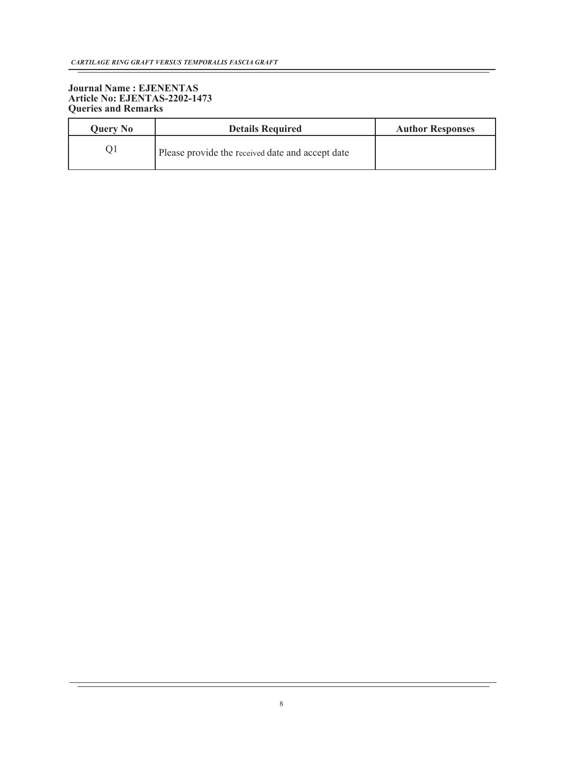**Journal Name : EJENENTAS**
**Article No: EJENTAS-2202-1473**
**Queries and Remarks**

| Query No | Details Required | Author Responses |
|---|---|---|
| Q1 | Please provide the received date and accept date | |